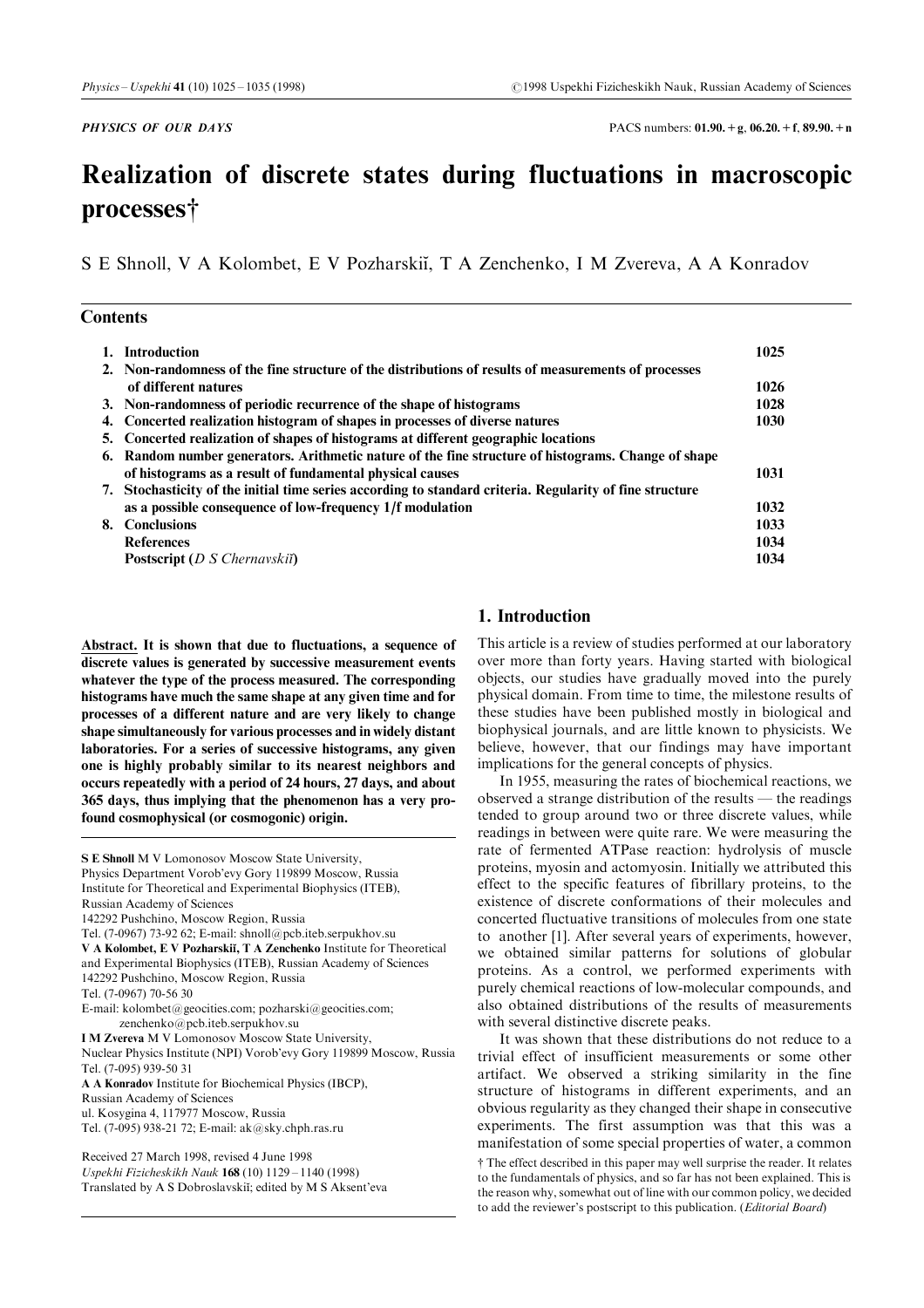*PHYSICS OF OUR DAYS*

PACS numbers: **01.90.+g, 06.20.+f, 89.90.+n**

# Realization of discrete states during fluctuations in macroscopic processes†

S E Shnoll, V A Kolombet, E V Pozharskiĭ, T A Zenchenko, I M Zvereva, A A Konradov

## Contents

| | | |
|---|---|---|
| 1. | Introduction | 1025 |
| 2. | Non-randomness of the fine structure of the distributions of results of measurements of processes of different natures | 1026 |
| 3. | Non-randomness of periodic recurrence of the shape of histograms | 1028 |
| 4. | Concerted realization histogram of shapes in processes of diverse natures | 1030 |
| 5. | Concerted realization of shapes of histograms at different geographic locations | |
| 6. | Random number generators. Arithmetic nature of the fine structure of histograms. Change of shape of histograms as a result of fundamental physical causes | 1031 |
| 7. | Stochasticity of the initial time series according to standard criteria. Regularity of fine structure as a possible consequence of low-frequency 1/f modulation | 1032 |
| 8. | Conclusions | 1033 |
| | References | 1034 |
| | Postscript (*D S Chernavskiĭ*) | 1034 |

**Abstract. It is shown that due to fluctuations, a sequence of discrete values is generated by successive measurement events whatever the type of the process measured. The corresponding histograms have much the same shape at any given time and for processes of a different nature and are very likely to change shape simultaneously for various processes and in widely distant laboratories. For a series of successive histograms, any given one is highly probably similar to its nearest neighbors and occurs repeatedly with a period of 24 hours, 27 days, and about 365 days, thus implying that the phenomenon has a very profound cosmophysical (or cosmogonic) origin.**

**S E Shnoll** M V Lomonosov Moscow State University, Physics Department Vorob'evy Gory 119899 Moscow, Russia
Institute for Theoretical and Experimental Biophysics (ITEB), Russian Academy of Sciences
142292 Pushchino, Moscow Region, Russia
Tel. (7-0967) 73-92 62; E-mail: shnoll@pcb.iteb.serpukhov.su

**V A Kolombet, E V Pozharskiĭ, T A Zenchenko** Institute for Theoretical and Experimental Biophysics (ITEB), Russian Academy of Sciences
142292 Pushchino, Moscow Region, Russia
Tel. (7-0967) 70-56 30
E-mail: kolombet@geocities.com; pozharski@geocities.com; zenchenko@pcb.iteb.serpukhov.su

**I M Zvereva** M V Lomonosov Moscow State University, Nuclear Physics Institute (NPI) Vorob'evy Gory 119899 Moscow, Russia
Tel. (7-095) 939-50 31

**A A Konradov** Institute for Biochemical Physics (IBCP), Russian Academy of Sciences
ul. Kosygina 4, 117977 Moscow, Russia
Tel. (7-095) 938-21 72; E-mail: ak@sky.chph.ras.ru

Received 27 March 1998, revised 4 June 1998
*Uspekhi Fizicheskikh Nauk* **168** (10) 1129–1140 (1998)
Translated by A S Dobroslavskiĭ; edited by M S Aksent'eva

## 1. Introduction

This article is a review of studies performed at our laboratory over more than forty years. Having started with biological objects, our studies have gradually moved into the purely physical domain. From time to time, the milestone results of these studies have been published mostly in biological and biophysical journals, and are little known to physicists. We believe, however, that our findings may have important implications for the general concepts of physics.

In 1955, measuring the rates of biochemical reactions, we observed a strange distribution of the results — the readings tended to group around two or three discrete values, while readings in between were quite rare. We were measuring the rate of fermented ATPase reaction: hydrolysis of muscle proteins, myosin and actomyosin. Initially we attributed this effect to the specific features of fibrillary proteins, to the existence of discrete conformations of their molecules and concerted fluctuative transitions of molecules from one state to another [1]. After several years of experiments, however, we obtained similar patterns for solutions of globular proteins. As a control, we performed experiments with purely chemical reactions of low-molecular compounds, and also obtained distributions of the results of measurements with several distinctive discrete peaks.

It was shown that these distributions do not reduce to a trivial effect of insufficient measurements or some other artifact. We observed a striking similarity in the fine structure of histograms in different experiments, and an obvious regularity as they changed their shape in consecutive experiments. The first assumption was that this was a manifestation of some special properties of water, a common

† The effect described in this paper may well surprise the reader. It relates to the fundamentals of physics, and so far has not been explained. This is the reason why, somewhat out of line with our common policy, we decided to add the reviewer's postscript to this publication. (*Editorial Board*)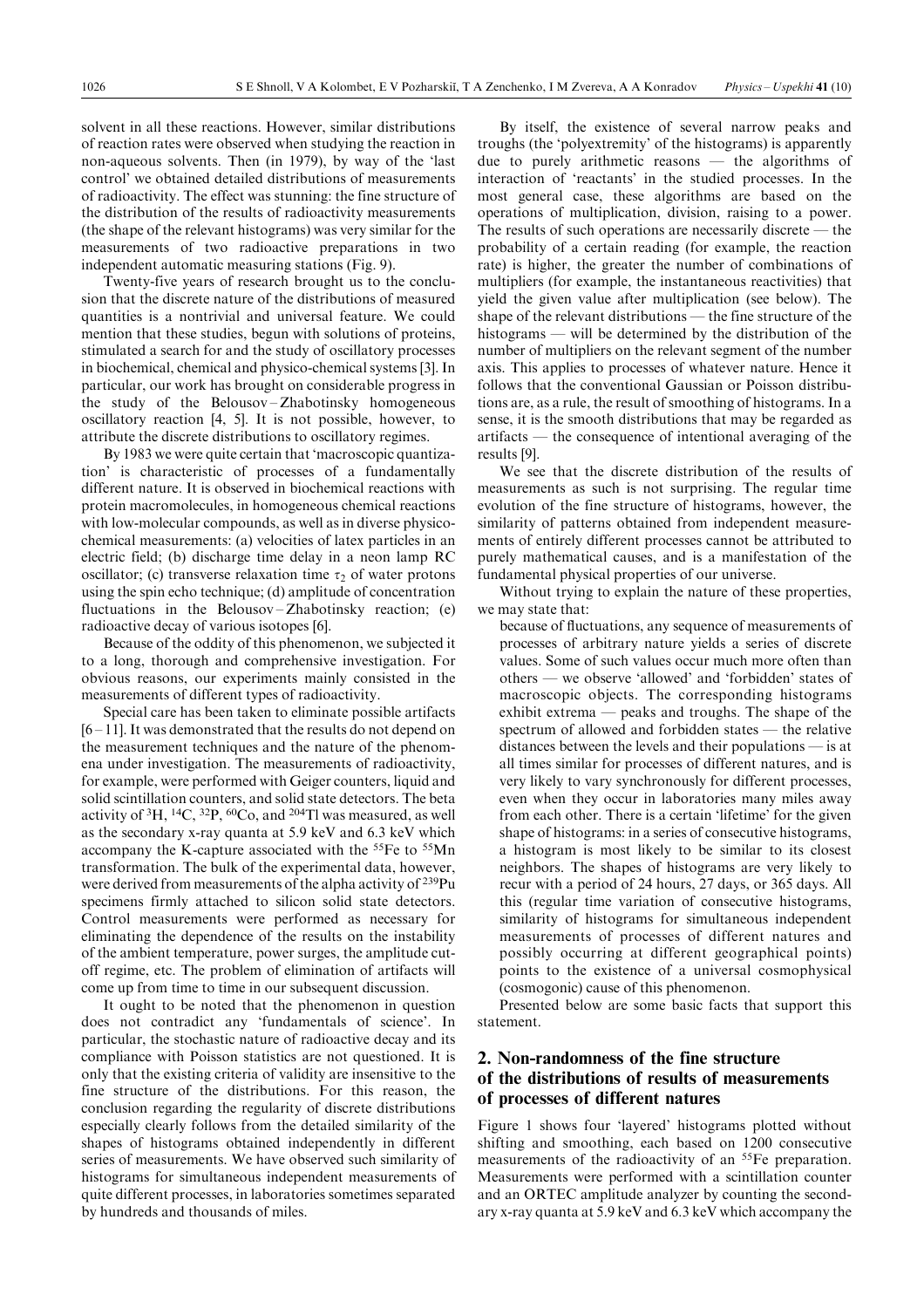solvent in all these reactions. However, similar distributions of reaction rates were observed when studying the reaction in non-aqueous solvents. Then (in 1979), by way of the 'last control' we obtained detailed distributions of measurements of radioactivity. The effect was stunning: the fine structure of the distribution of the results of radioactivity measurements (the shape of the relevant histograms) was very similar for the measurements of two radioactive preparations in two independent automatic measuring stations (Fig. 9).

Twenty-five years of research brought us to the conclusion that the discrete nature of the distributions of measured quantities is a nontrivial and universal feature. We could mention that these studies, begun with solutions of proteins, stimulated a search for and the study of oscillatory processes in biochemical, chemical and physico-chemical systems [3]. In particular, our work has brought on considerable progress in the study of the Belousov–Zhabotinsky homogeneous oscillatory reaction [4, 5]. It is not possible, however, to attribute the discrete distributions to oscillatory regimes.

By 1983 we were quite certain that 'macroscopic quantization' is characteristic of processes of a fundamentally different nature. It is observed in biochemical reactions with protein macromolecules, in homogeneous chemical reactions with low-molecular compounds, as well as in diverse physico-chemical measurements: (a) velocities of latex particles in an electric field; (b) discharge time delay in a neon lamp RC oscillator; (c) transverse relaxation time $\tau_2$ of water protons using the spin echo technique; (d) amplitude of concentration fluctuations in the Belousov–Zhabotinsky reaction; (e) radioactive decay of various isotopes [6].

Because of the oddity of this phenomenon, we subjected it to a long, thorough and comprehensive investigation. For obvious reasons, our experiments mainly consisted in the measurements of different types of radioactivity.

Special care has been taken to eliminate possible artifacts [6–11]. It was demonstrated that the results do not depend on the measurement techniques and the nature of the phenomena under investigation. The measurements of radioactivity, for example, were performed with Geiger counters, liquid and solid scintillation counters, and solid state detectors. The beta activity of $^{3}$H, $^{14}$C, $^{32}$P, $^{60}$Co, and $^{204}$Tl was measured, as well as the secondary x-ray quanta at 5.9 keV and 6.3 keV which accompany the K-capture associated with the $^{55}$Fe to $^{55}$Mn transformation. The bulk of the experimental data, however, were derived from measurements of the alpha activity of $^{239}$Pu specimens firmly attached to silicon solid state detectors. Control measurements were performed as necessary for eliminating the dependence of the results on the instability of the ambient temperature, power surges, the amplitude cut-off regime, etc. The problem of elimination of artifacts will come up from time to time in our subsequent discussion.

It ought to be noted that the phenomenon in question does not contradict any 'fundamentals of science'. In particular, the stochastic nature of radioactive decay and its compliance with Poisson statistics are not questioned. It is only that the existing criteria of validity are insensitive to the fine structure of the distributions. For this reason, the conclusion regarding the regularity of discrete distributions especially clearly follows from the detailed similarity of the shapes of histograms obtained independently in different series of measurements. We have observed such similarity of histograms for simultaneous independent measurements of quite different processes, in laboratories sometimes separated by hundreds and thousands of miles.

By itself, the existence of several narrow peaks and troughs (the 'polyextremity' of the histograms) is apparently due to purely arithmetic reasons — the algorithms of interaction of 'reactants' in the studied processes. In the most general case, these algorithms are based on the operations of multiplication, division, raising to a power. The results of such operations are necessarily discrete — the probability of a certain reading (for example, the reaction rate) is higher, the greater the number of combinations of multipliers (for example, the instantaneous reactivities) that yield the given value after multiplication (see below). The shape of the relevant distributions — the fine structure of the histograms — will be determined by the distribution of the number of multipliers on the relevant segment of the number axis. This applies to processes of whatever nature. Hence it follows that the conventional Gaussian or Poisson distributions are, as a rule, the result of smoothing of histograms. In a sense, it is the smooth distributions that may be regarded as artifacts — the consequence of intentional averaging of the results [9].

We see that the discrete distribution of the results of measurements as such is not surprising. The regular time evolution of the fine structure of histograms, however, the similarity of patterns obtained from independent measurements of entirely different processes cannot be attributed to purely mathematical causes, and is a manifestation of the fundamental physical properties of our universe.

Without trying to explain the nature of these properties, we may state that:

because of fluctuations, any sequence of measurements of processes of arbitrary nature yields a series of discrete values. Some of such values occur much more often than others — we observe 'allowed' and 'forbidden' states of macroscopic objects. The corresponding histograms exhibit extrema — peaks and troughs. The shape of the spectrum of allowed and forbidden states — the relative distances between the levels and their populations — is at all times similar for processes of different natures, and is very likely to vary synchronously for different processes, even when they occur in laboratories many miles away from each other. There is a certain 'lifetime' for the given shape of histograms: in a series of consecutive histograms, a histogram is most likely to be similar to its closest neighbors. The shapes of histograms are very likely to recur with a period of 24 hours, 27 days, or 365 days. All this (regular time variation of consecutive histograms, similarity of histograms for simultaneous independent measurements of processes of different natures and possibly occurring at different geographical points) points to the existence of a universal cosmophysical (cosmogonic) cause of this phenomenon.

Presented below are some basic facts that support this statement.

## 2. Non-randomness of the fine structure of the distributions of results of measurements of processes of different natures

Figure 1 shows four 'layered' histograms plotted without shifting and smoothing, each based on 1200 consecutive measurements of the radioactivity of an $^{55}$Fe preparation. Measurements were performed with a scintillation counter and an ORTEC amplitude analyzer by counting the secondary x-ray quanta at 5.9 keV and 6.3 keV which accompany the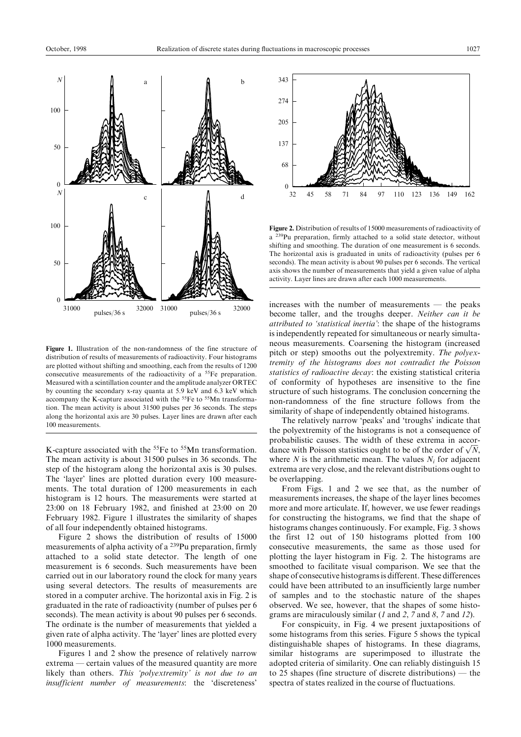**Figure 1.** Illustration of the non-randomness of the fine structure of distribution of results of measurements of radioactivity. Four histograms are plotted without shifting and smoothing, each from the results of 1200 consecutive measurements of the radioactivity of a $^{55}$Fe preparation. Measured with a scintillation counter and the amplitude analyzer ORTEC by counting the secondary x-ray quanta at 5.9 keV and 6.3 keV which accompany the K-capture associated with the $^{55}$Fe to $^{55}$Mn transformation. The mean activity is about 31500 pulses per 36 seconds. The steps along the horizontal axis are 30 pulses. Layer lines are drawn after each 100 measurements.

K-capture associated with the $^{55}$Fe to $^{55}$Mn transformation. The mean activity is about 31500 pulses in 36 seconds. The step of the histogram along the horizontal axis is 30 pulses. The 'layer' lines are plotted duration every 100 measurements. The total duration of 1200 measurements in each histogram is 12 hours. The measurements were started at 23:00 on 18 February 1982, and finished at 23:00 on 20 February 1982. Figure 1 illustrates the similarity of shapes of all four independently obtained histograms.

Figure 2 shows the distribution of results of 15000 measurements of alpha activity of a $^{239}$Pu preparation, firmly attached to a solid state detector. The length of one measurement is 6 seconds. Such measurements have been carried out in our laboratory round the clock for many years using several detectors. The results of measurements are stored in a computer archive. The horizontal axis in Fig. 2 is graduated in the rate of radioactivity (number of pulses per 6 seconds). The mean activity is about 90 pulses per 6 seconds. The ordinate is the number of measurements that yielded a given rate of alpha activity. The 'layer' lines are plotted every 1000 measurements.

Figures 1 and 2 show the presence of relatively narrow extrema — certain values of the measured quantity are more likely than others. *This 'polyextremity' is not due to an insufficient number of measurements*: the 'discreteness' increases with the number of measurements — the peaks become taller, and the troughs deeper. *Neither can it be attributed to 'statistical inertia'*: the shape of the histograms is independently repeated for simultaneous or nearly simultaneous measurements. Coarsening the histogram (increased pitch or step) smooths out the polyextremity. *The polyextremity of the histograms does not contradict the Poisson statistics of radioactive decay*: the existing statistical criteria of conformity of hypotheses are insensitive to the fine structure of such histograms. The conclusion concerning the non-randomness of the fine structure follows from the similarity of shape of independently obtained histograms.

**Figure 2.** Distribution of results of 15000 measurements of radioactivity of a $^{239}$Pu preparation, firmly attached to a solid state detector, without shifting and smoothing. The duration of one measurement is 6 seconds. The horizontal axis is graduated in units of radioactivity (pulses per 6 seconds). The mean activity is about 90 pulses per 6 seconds. The vertical axis shows the number of measurements that yield a given value of alpha activity. Layer lines are drawn after each 1000 measurements.

The relatively narrow 'peaks' and 'troughs' indicate that the polyextremity of the histograms is not a consequence of probabilistic causes. The width of these extrema in accordance with Poisson statistics ought to be of the order of $\sqrt{N}$, where $N$ is the arithmetic mean. The values $N_i$ for adjacent extrema are very close, and the relevant distributions ought to be overlapping.

From Figs. 1 and 2 we see that, as the number of measurements increases, the shape of the layer lines becomes more and more articulate. If, however, we use fewer readings for constructing the histograms, we find that the shape of histograms changes continuously. For example, Fig. 3 shows the first 12 out of 150 histograms plotted from 100 consecutive measurements, the same as those used for plotting the layer histogram in Fig. 2. The histograms are smoothed to facilitate visual comparison. We see that the shape of consecutive histograms is different. These differences could have been attributed to an insufficiently large number of samples and to the stochastic nature of the shapes observed. We see, however, that the shapes of some histograms are miraculously similar (*1* and *2*, *7* and *8*, *7* and *12*).

For conspicuity, in Fig. 4 we present juxtapositions of some histograms from this series. Figure 5 shows the typical distinguishable shapes of histograms. In these diagrams, similar histograms are superimposed to illustrate the adopted criteria of similarity. One can reliably distinguish 15 to 25 shapes (fine structure of discrete distributions) — the spectra of states realized in the course of fluctuations.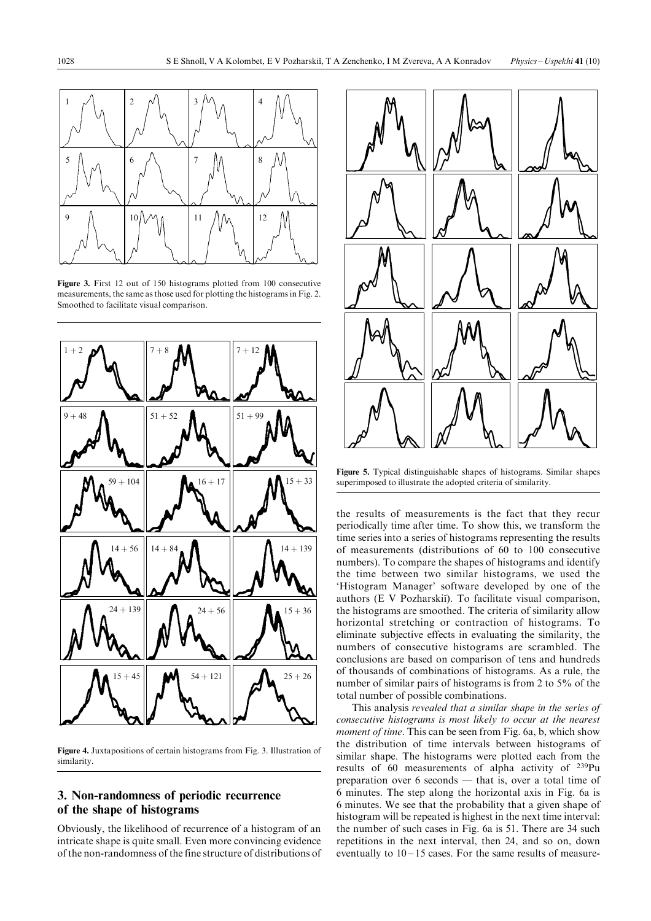Figure 3. First 12 out of 150 histograms plotted from 100 consecutive measurements, the same as those used for plotting the histograms in Fig. 2. Smoothed to facilitate visual comparison.

Figure 4. Juxtapositions of certain histograms from Fig. 3. Illustration of similarity.

## 3. Non-randomness of periodic recurrence of the shape of histograms

Obviously, the likelihood of recurrence of a histogram of an intricate shape is quite small. Even more convincing evidence of the non-randomness of the fine structure of distributions of the results of measurements is the fact that they recur periodically time after time. To show this, we transform the time series into a series of histograms representing the results of measurements (distributions of 60 to 100 consecutive numbers). To compare the shapes of histograms and identify the time between two similar histograms, we used the 'Histogram Manager' software developed by one of the authors (E V Pozharskiĭ). To facilitate visual comparison, the histograms are smoothed. The criteria of similarity allow horizontal stretching or contraction of histograms. To eliminate subjective effects in evaluating the similarity, the numbers of consecutive histograms are scrambled. The conclusions are based on comparison of tens and hundreds of thousands of combinations of histograms. As a rule, the number of similar pairs of histograms is from 2 to 5% of the total number of possible combinations.

Figure 5. Typical distinguishable shapes of histograms. Similar shapes superimposed to illustrate the adopted criteria of similarity.

This analysis *revealed that a similar shape in the series of consecutive histograms is most likely to occur at the nearest moment of time*. This can be seen from Fig. 6a, b, which show the distribution of time intervals between histograms of similar shape. The histograms were plotted each from the results of 60 measurements of alpha activity of $^{239}$Pu preparation over 6 seconds — that is, over a total time of 6 minutes. The step along the horizontal axis in Fig. 6a is 6 minutes. We see that the probability that a given shape of histogram will be repeated is highest in the next time interval: the number of such cases in Fig. 6a is 51. There are 34 such repetitions in the next interval, then 24, and so on, down eventually to 10–15 cases. For the same results of measure-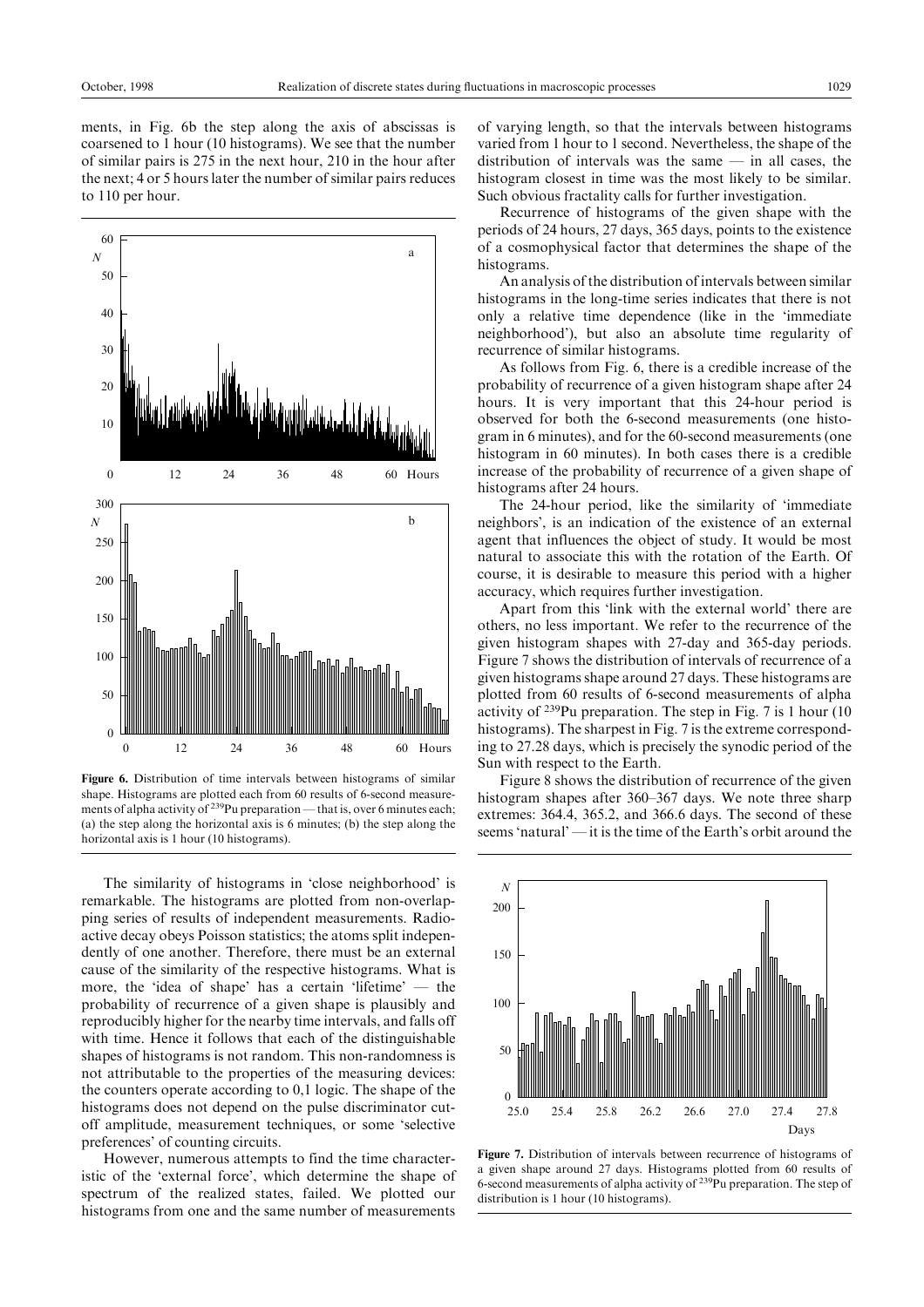ments, in Fig. 6b the step along the axis of abscissas is coarsened to 1 hour (10 histograms). We see that the number of similar pairs is 275 in the next hour, 210 in the hour after the next; 4 or 5 hours later the number of similar pairs reduces to 110 per hour.

**Figure 6.** Distribution of time intervals between histograms of similar shape. Histograms are plotted each from 60 results of 6-second measurements of alpha activity of $^{239}$Pu preparation — that is, over 6 minutes each; (a) the step along the horizontal axis is 6 minutes; (b) the step along the horizontal axis is 1 hour (10 histograms).

The similarity of histograms in 'close neighborhood' is remarkable. The histograms are plotted from non-overlapping series of results of independent measurements. Radioactive decay obeys Poisson statistics; the atoms split independently of one another. Therefore, there must be an external cause of the similarity of the respective histograms. What is more, the 'idea of shape' has a certain 'lifetime' — the probability of recurrence of a given shape is plausibly and reproducibly higher for the nearby time intervals, and falls off with time. Hence it follows that each of the distinguishable shapes of histograms is not random. This non-randomness is not attributable to the properties of the measuring devices: the counters operate according to 0,1 logic. The shape of the histograms does not depend on the pulse discriminator cutoff amplitude, measurement techniques, or some 'selective preferences' of counting circuits.

However, numerous attempts to find the time characteristic of the 'external force', which determine the shape of spectrum of the realized states, failed. We plotted our histograms from one and the same number of measurements of varying length, so that the intervals between histograms varied from 1 hour to 1 second. Nevertheless, the shape of the distribution of intervals was the same — in all cases, the histogram closest in time was the most likely to be similar. Such obvious fractality calls for further investigation.

Recurrence of histograms of the given shape with the periods of 24 hours, 27 days, 365 days, points to the existence of a cosmophysical factor that determines the shape of the histograms.

An analysis of the distribution of intervals between similar histograms in the long-time series indicates that there is not only a relative time dependence (like in the 'immediate neighborhood'), but also an absolute time regularity of recurrence of similar histograms.

As follows from Fig. 6, there is a credible increase of the probability of recurrence of a given histogram shape after 24 hours. It is very important that this 24-hour period is observed for both the 6-second measurements (one histogram in 6 minutes), and for the 60-second measurements (one histogram in 60 minutes). In both cases there is a credible increase of the probability of recurrence of a given shape of histograms after 24 hours.

The 24-hour period, like the similarity of 'immediate neighbors', is an indication of the existence of an external agent that influences the object of study. It would be most natural to associate this with the rotation of the Earth. Of course, it is desirable to measure this period with a higher accuracy, which requires further investigation.

Apart from this 'link with the external world' there are others, no less important. We refer to the recurrence of the given histogram shapes with 27-day and 365-day periods. Figure 7 shows the distribution of intervals of recurrence of a given histograms shape around 27 days. These histograms are plotted from 60 results of 6-second measurements of alpha activity of $^{239}$Pu preparation. The step in Fig. 7 is 1 hour (10 histograms). The sharpest in Fig. 7 is the extreme corresponding to 27.28 days, which is precisely the synodic period of the Sun with respect to the Earth.

Figure 8 shows the distribution of recurrence of the given histogram shapes after 360–367 days. We note three sharp extremes: 364.4, 365.2, and 366.6 days. The second of these seems 'natural' — it is the time of the Earth's orbit around the

**Figure 7.** Distribution of intervals between recurrence of histograms of a given shape around 27 days. Histograms plotted from 60 results of 6-second measurements of alpha activity of $^{239}$Pu preparation. The step of distribution is 1 hour (10 histograms).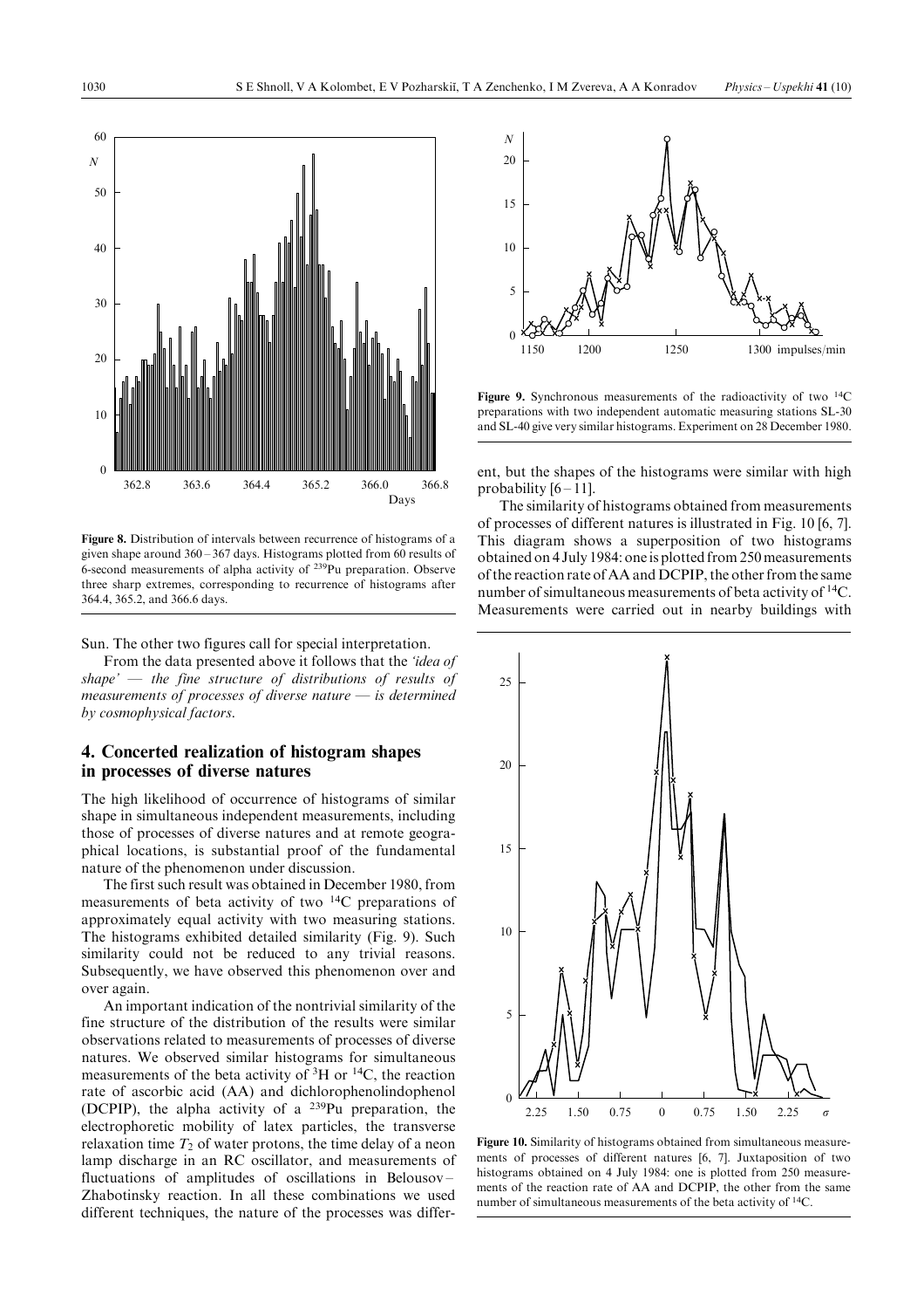Figure 8. Distribution of intervals between recurrence of histograms of a given shape around 360 – 367 days. Histograms plotted from 60 results of 6-second measurements of alpha activity of $^{239}$Pu preparation. Observe three sharp extremes, corresponding to recurrence of histograms after 364.4, 365.2, and 366.6 days.

Sun. The other two figures call for special interpretation.

From the data presented above it follows that the *'idea of shape' — the fine structure of distributions of results of measurements of processes of diverse nature — is determined by cosmophysical factors*.

## 4. Concerted realization of histogram shapes in processes of diverse natures

The high likelihood of occurrence of histograms of similar shape in simultaneous independent measurements, including those of processes of diverse natures and at remote geographical locations, is substantial proof of the fundamental nature of the phenomenon under discussion.

The first such result was obtained in December 1980, from measurements of beta activity of two $^{14}$C preparations of approximately equal activity with two measuring stations. The histograms exhibited detailed similarity (Fig. 9). Such similarity could not be reduced to any trivial reasons. Subsequently, we have observed this phenomenon over and over again.

An important indication of the nontrivial similarity of the fine structure of the distribution of the results were similar observations related to measurements of processes of diverse natures. We observed similar histograms for simultaneous measurements of the beta activity of $^{3}$H or $^{14}$C, the reaction rate of ascorbic acid (AA) and dichlorophenolindophenol (DCPIP), the alpha activity of a $^{239}$Pu preparation, the electrophoretic mobility of latex particles, the transverse relaxation time $T_2$ of water protons, the time delay of a neon lamp discharge in an RC oscillator, and measurements of fluctuations of amplitudes of oscillations in Belousov–Zhabotinsky reaction. In all these combinations we used different techniques, the nature of the processes was different, but the shapes of the histograms were similar with high probability [6 – 11].

Figure 9. Synchronous measurements of the radioactivity of two $^{14}$C preparations with two independent automatic measuring stations SL-30 and SL-40 give very similar histograms. Experiment on 28 December 1980.

The similarity of histograms obtained from measurements of processes of different natures is illustrated in Fig. 10 [6, 7]. This diagram shows a superposition of two histograms obtained on 4 July 1984: one is plotted from 250 measurements of the reaction rate of AA and DCPIP, the other from the same number of simultaneous measurements of beta activity of $^{14}$C. Measurements were carried out in nearby buildings with

Figure 10. Similarity of histograms obtained from simultaneous measurements of processes of different natures [6, 7]. Juxtaposition of two histograms obtained on 4 July 1984: one is plotted from 250 measurements of the reaction rate of AA and DCPIP, the other from the same number of simultaneous measurements of the beta activity of $^{14}$C.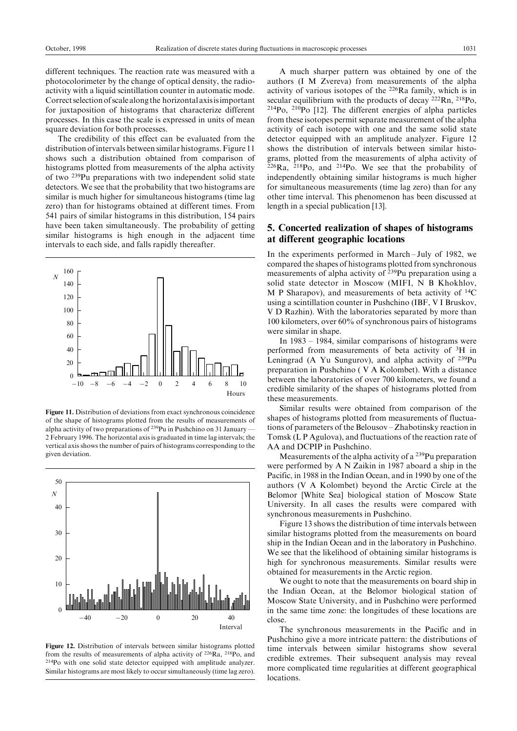different techniques. The reaction rate was measured with a photocolorimeter by the change of optical density, the radioactivity with a liquid scintillation counter in automatic mode. Correct selection of scale along the horizontal axis is important for juxtaposition of histograms that characterize different processes. In this case the scale is expressed in units of mean square deviation for both processes.

The credibility of this effect can be evaluated from the distribution of intervals between similar histograms. Figure 11 shows such a distribution obtained from comparison of histograms plotted from measurements of the alpha activity of two $^{239}Pu$ preparations with two independent solid state detectors. We see that the probability that two histograms are similar is much higher for simultaneous histograms (time lag zero) than for histograms obtained at different times. From 541 pairs of similar histograms in this distribution, 154 pairs have been taken simultaneously. The probability of getting similar histograms is high enough in the adjacent time intervals to each side, and falls rapidly thereafter.

**Figure 11.** Distribution of deviations from exact synchronous coincidence of the shape of histograms plotted from the results of measurements of alpha activity of two preparations of $^{239}Pu$ in Pushchino on 31 January — 2 February 1996. The horizontal axis is graduated in time lag intervals; the vertical axis shows the number of pairs of histograms corresponding to the given deviation.

**Figure 12.** Distribution of intervals between similar histograms plotted from the results of measurements of alpha activity of $^{226}Ra$, $^{218}Po$, and $^{214}Po$ with one solid state detector equipped with amplitude analyzer. Similar histograms are most likely to occur simultaneously (time lag zero).

A much sharper pattern was obtained by one of the authors (I M Zvereva) from measurements of the alpha activity of various isotopes of the $^{226}Ra$ family, which is in secular equilibrium with the products of decay $^{222}Rn$, $^{218}Po$, $^{214}Po$, $^{210}Po$ [12]. The different energies of alpha particles from these isotopes permit separate measurement of the alpha activity of each isotope with one and the same solid state detector equipped with an amplitude analyzer. Figure 12 shows the distribution of intervals between similar histograms, plotted from the measurements of alpha activity of $^{226}Ra$, $^{218}Po$, and $^{214}Po$. We see that the probability of independently obtaining similar histograms is much higher for simultaneous measurements (time lag zero) than for any other time interval. This phenomenon has been discussed at length in a special publication [13].

## 5. Concerted realization of shapes of histograms at different geographic locations

In the experiments performed in March – July of 1982, we compared the shapes of histograms plotted from synchronous measurements of alpha activity of $^{239}Pu$ preparation using a solid state detector in Moscow (MIFI, N B Khokhlov, M P Sharapov), and measurements of beta activity of $^{14}C$ using a scintillation counter in Pushchino (IBF, V I Bruskov, V D Razhin). With the laboratories separated by more than 100 kilometers, over 60% of synchronous pairs of histograms were similar in shape.

In 1983 – 1984, similar comparisons of histograms were performed from measurements of beta activity of $^{3}H$ in Leningrad (A Yu Sungurov), and alpha activity of $^{239}Pu$ preparation in Pushchino ( V A Kolombet). With a distance between the laboratories of over 700 kilometers, we found a credible similarity of the shapes of histograms plotted from these measurements.

Similar results were obtained from comparison of the shapes of histograms plotted from measurements of fluctuations of parameters of the Belousov – Zhabotinsky reaction in Tomsk (L P Agulova), and fluctuations of the reaction rate of AA and DCPIP in Pushchino.

Measurements of the alpha activity of a $^{239}Pu$ preparation were performed by A N Zaikin in 1987 aboard a ship in the Pacific, in 1988 in the Indian Ocean, and in 1990 by one of the authors (V A Kolombet) beyond the Arctic Circle at the Belomor [White Sea] biological station of Moscow State University. In all cases the results were compared with synchronous measurements in Pushchino.

Figure 13 shows the distribution of time intervals between similar histograms plotted from the measurements on board ship in the Indian Ocean and in the laboratory in Pushchino. We see that the likelihood of obtaining similar histograms is high for synchronous measurements. Similar results were obtained for measurements in the Arctic region.

We ought to note that the measurements on board ship in the Indian Ocean, at the Belomor biological station of Moscow State University, and in Pushchino were performed in the same time zone: the longitudes of these locations are close.

The synchronous measurements in the Pacific and in Pushchino give a more intricate pattern: the distributions of time intervals between similar histograms show several credible extremes. Their subsequent analysis may reveal more complicated time regularities at different geographical locations.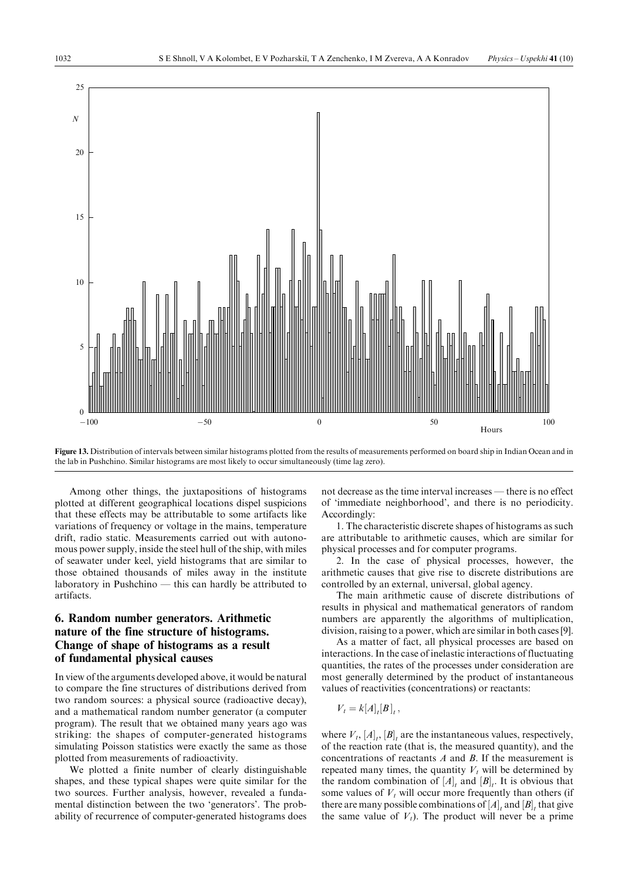**Figure 13.** Distribution of intervals between similar histograms plotted from the results of measurements performed on board ship in Indian Ocean and in the lab in Pushchino. Similar histograms are most likely to occur simultaneously (time lag zero).

Among other things, the juxtapositions of histograms plotted at different geographical locations dispel suspicions that these effects may be attributable to some artifacts like variations of frequency or voltage in the mains, temperature drift, radio static. Measurements carried out with autonomous power supply, inside the steel hull of the ship, with miles of seawater under keel, yield histograms that are similar to those obtained thousands of miles away in the institute laboratory in Pushchino — this can hardly be attributed to artifacts.

## 6. Random number generators. Arithmetic nature of the fine structure of histograms. Change of shape of histograms as a result of fundamental physical causes

In view of the arguments developed above, it would be natural to compare the fine structures of distributions derived from two random sources: a physical source (radioactive decay), and a mathematical random number generator (a computer program). The result that we obtained many years ago was striking: the shapes of computer-generated histograms simulating Poisson statistics were exactly the same as those plotted from measurements of radioactivity.

We plotted a finite number of clearly distinguishable shapes, and these typical shapes were quite similar for the two sources. Further analysis, however, revealed a fundamental distinction between the two 'generators'. The probability of recurrence of computer-generated histograms does not decrease as the time interval increases — there is no effect of 'immediate neighborhood', and there is no periodicity. Accordingly:

1. The characteristic discrete shapes of histograms as such are attributable to arithmetic causes, which are similar for physical processes and for computer programs.

2. In the case of physical processes, however, the arithmetic causes that give rise to discrete distributions are controlled by an external, universal, global agency.

The main arithmetic cause of discrete distributions of results in physical and mathematical generators of random numbers are apparently the algorithms of multiplication, division, raising to a power, which are similar in both cases [9].

As a matter of fact, all physical processes are based on interactions. In the case of inelastic interactions of fluctuating quantities, the rates of the processes under consideration are most generally determined by the product of instantaneous values of reactivities (concentrations) or reactants:

$$V_t = k[A]_t[B]_t \,,$$

where $V_t$, $[A]_t$, $[B]_t$ are the instantaneous values, respectively, of the reaction rate (that is, the measured quantity), and the concentrations of reactants $A$ and $B$. If the measurement is repeated many times, the quantity $V_t$ will be determined by the random combination of $[A]_t$ and $[B]_t$. It is obvious that some values of $V_t$ will occur more frequently than others (if there are many possible combinations of $[A]_t$ and $[B]_t$ that give the same value of $V_t$). The product will never be a prime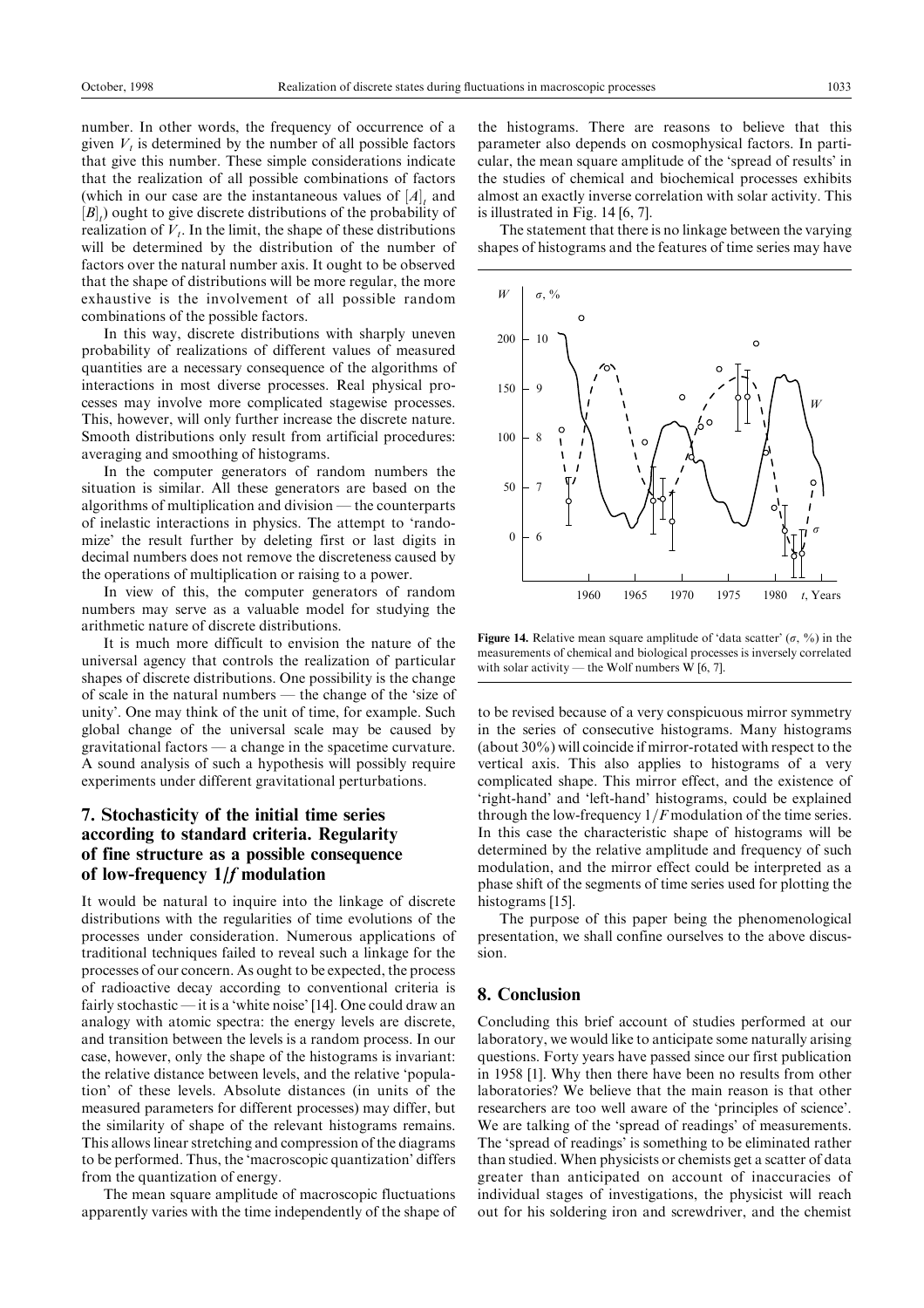number. In other words, the frequency of occurrence of a given $V_t$ is determined by the number of all possible factors that give this number. These simple considerations indicate that the realization of all possible combinations of factors (which in our case are the instantaneous values of $[A]_t$ and $[B]_t$) ought to give discrete distributions of the probability of realization of $V_t$. In the limit, the shape of these distributions will be determined by the distribution of the number of factors over the natural number axis. It ought to be observed that the shape of distributions will be more regular, the more exhaustive is the involvement of all possible random combinations of the possible factors.

In this way, discrete distributions with sharply uneven probability of realizations of different values of measured quantities are a necessary consequence of the algorithms of interactions in most diverse processes. Real physical processes may involve more complicated stagewise processes. This, however, will only further increase the discrete nature. Smooth distributions only result from artificial procedures: averaging and smoothing of histograms.

In the computer generators of random numbers the situation is similar. All these generators are based on the algorithms of multiplication and division — the counterparts of inelastic interactions in physics. The attempt to 'randomize' the result further by deleting first or last digits in decimal numbers does not remove the discreteness caused by the operations of multiplication or raising to a power.

In view of this, the computer generators of random numbers may serve as a valuable model for studying the arithmetic nature of discrete distributions.

It is much more difficult to envision the nature of the universal agency that controls the realization of particular shapes of discrete distributions. One possibility is the change of scale in the natural numbers — the change of the 'size of unity'. One may think of the unit of time, for example. Such global change of the universal scale may be caused by gravitational factors — a change in the spacetime curvature. A sound analysis of such a hypothesis will possibly require experiments under different gravitational perturbations.

## 7. Stochasticity of the initial time series according to standard criteria. Regularity of fine structure as a possible consequence of low-frequency $1/f$ modulation

It would be natural to inquire into the linkage of discrete distributions with the regularities of time evolutions of the processes under consideration. Numerous applications of traditional techniques failed to reveal such a linkage for the processes of our concern. As ought to be expected, the process of radioactive decay according to conventional criteria is fairly stochastic — it is a 'white noise' [14]. One could draw an analogy with atomic spectra: the energy levels are discrete, and transition between the levels is a random process. In our case, however, only the shape of the histograms is invariant: the relative distance between levels, and the relative 'population' of these levels. Absolute distances (in units of the measured parameters for different processes) may differ, but the similarity of shape of the relevant histograms remains. This allows linear stretching and compression of the diagrams to be performed. Thus, the 'macroscopic quantization' differs from the quantization of energy.

The mean square amplitude of macroscopic fluctuations apparently varies with the time independently of the shape of the histograms. There are reasons to believe that this parameter also depends on cosmophysical factors. In particular, the mean square amplitude of the 'spread of results' in the studies of chemical and biochemical processes exhibits almost an exactly inverse correlation with solar activity. This is illustrated in Fig. 14 [6, 7].

The statement that there is no linkage between the varying shapes of histograms and the features of time series may have to be revised because of a very conspicuous mirror symmetry in the series of consecutive histograms. Many histograms (about 30%) will coincide if mirror-rotated with respect to the vertical axis. This also applies to histograms of a very complicated shape. This mirror effect, and the existence of 'right-hand' and 'left-hand' histograms, could be explained through the low-frequency $1/F$ modulation of the time series. In this case the characteristic shape of histograms will be determined by the relative amplitude and frequency of such modulation, and the mirror effect could be interpreted as a phase shift of the segments of time series used for plotting the histograms [15].

**Figure 14.** Relative mean square amplitude of 'data scatter' ($\sigma$, %) in the measurements of chemical and biological processes is inversely correlated with solar activity — the Wolf numbers W [6, 7].

The purpose of this paper being the phenomenological presentation, we shall confine ourselves to the above discussion.

## 8. Conclusion

Concluding this brief account of studies performed at our laboratory, we would like to anticipate some naturally arising questions. Forty years have passed since our first publication in 1958 [1]. Why then there have been no results from other laboratories? We believe that the main reason is that other researchers are too well aware of the 'principles of science'. We are talking of the 'spread of readings' of measurements. The 'spread of readings' is something to be eliminated rather than studied. When physicists or chemists get a scatter of data greater than anticipated on account of inaccuracies of individual stages of investigations, the physicist will reach out for his soldering iron and screwdriver, and the chemist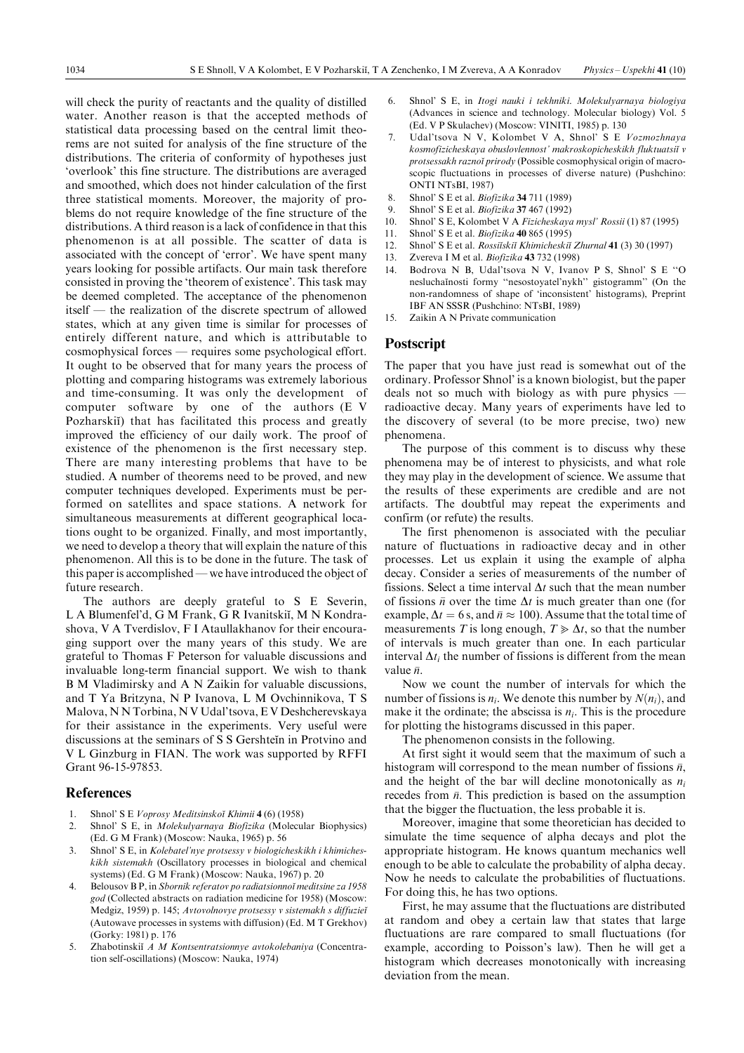will check the purity of reactants and the quality of distilled water. Another reason is that the accepted methods of statistical data processing based on the central limit theorems are not suited for analysis of the fine structure of the distributions. The criteria of conformity of hypotheses just 'overlook' this fine structure. The distributions are averaged and smoothed, which does not hinder calculation of the first three statistical moments. Moreover, the majority of problems do not require knowledge of the fine structure of the distributions. A third reason is a lack of confidence in that this phenomenon is at all possible. The scatter of data is associated with the concept of 'error'. We have spent many years looking for possible artifacts. Our main task therefore consisted in proving the 'theorem of existence'. This task may be deemed completed. The acceptance of the phenomenon itself — the realization of the discrete spectrum of allowed states, which at any given time is similar for processes of entirely different nature, and which is attributable to cosmophysical forces — requires some psychological effort. It ought to be observed that for many years the process of plotting and comparing histograms was extremely laborious and time-consuming. It was only the development of computer software by one of the authors (E V Pozharskiĭ) that has facilitated this process and greatly improved the efficiency of our daily work. The proof of existence of the phenomenon is the first necessary step. There are many interesting problems that have to be studied. A number of theorems need to be proved, and new computer techniques developed. Experiments must be performed on satellites and space stations. A network for simultaneous measurements at different geographical locations ought to be organized. Finally, and most importantly, we need to develop a theory that will explain the nature of this phenomenon. All this is to be done in the future. The task of this paper is accomplished — we have introduced the object of future research.

The authors are deeply grateful to S E Severin, L A Blumenfel'd, G M Frank, G R Ivanitskiĭ, M N Kondrashova, V A Tverdislov, F I Ataullakhanov for their encouraging support over the many years of this study. We are grateful to Thomas F Peterson for valuable discussions and invaluable long-term financial support. We wish to thank B M Vladimirsky and A N Zaikin for valuable discussions, and T Ya Britzyna, N P Ivanova, L M Ovchinnikova, T S Malova, N N Torbina, N V Udal'tsova, E V Deshcherevskaya for their assistance in the experiments. Very useful were discussions at the seminars of S S Gershteĭn in Protvino and V L Ginzburg in FIAN. The work was supported by RFFI Grant 96-15-97853.

## References

1. Shnol' S E *Voprosy Meditsinskoĭ Khimii* **4** (6) (1958)
2. Shnol' S E, in *Molekulyarnaya Biofizika* (Molecular Biophysics) (Ed. G M Frank) (Moscow: Nauka, 1965) p. 56
3. Shnol' S E, in *Kolebatel'nye protsessy v biologicheskikh i khimicheskikh sistemakh* (Oscillatory processes in biological and chemical systems) (Ed. G M Frank) (Moscow: Nauka, 1967) p. 20
4. Belousov B P, in *Sbornik referatov po radiatsionnoĭ meditsine za 1958 god* (Collected abstracts on radiation medicine for 1958) (Moscow: Medgiz, 1959) p. 145; *Avtovolnovye protsessy v sistemakh s diffuzieĭ* (Autowave processes in systems with diffusion) (Ed. M T Grekhov) (Gorky: 1981) p. 176
5. Zhabotinskiĭ *A M Kontsentratsionnye avtokolebaniya* (Concentration self-oscillations) (Moscow: Nauka, 1974)
6. Shnol' S E, in *Itogi nauki i tekhniki. Molekulyarnaya biologiya* (Advances in science and technology. Molecular biology) Vol. 5 (Ed. V P Skulachev) (Moscow: VINITI, 1985) p. 130
7. Udal'tsova N V, Kolombet V A, Shnol' S E *Vozmozhnaya kosmofizicheskaya obuslovlennost' makroskopicheskikh fluktuatsiĭ v protsessakh raznoĭ prirody* (Possible cosmophysical origin of macroscopic fluctuations in processes of diverse nature) (Pushchino: ONTI NTsBI, 1987)
8. Shnol' S E et al. *Biofizika* **34** 711 (1989)
9. Shnol' S E et al. *Biofizika* **37** 467 (1992)
10. Shnol' S E, Kolombet V A *Fizicheskaya mysl' Rossii* (1) 87 (1995)
11. Shnol' S E et al. *Biofizika* **40** 865 (1995)
12. Shnol' S E et al. *Rossiĭskiĭ Khimicheskiĭ Zhurnal* **41** (3) 30 (1997)
13. Zvereva I M et al. *Biofizika* **43** 732 (1998)
14. Bodrova N B, Udal'tsova N V, Ivanov P S, Shnol' S E "O nesluchaĭnosti formy "nesostoyatel'nykh" gistogramm" (On the non-randomness of shape of 'inconsistent' histograms), Preprint IBF AN SSSR (Pushchino: NTsBI, 1989)
15. Zaikin A N Private communication

## Postscript

The paper that you have just read is somewhat out of the ordinary. Professor Shnol' is a known biologist, but the paper deals not so much with biology as with pure physics — radioactive decay. Many years of experiments have led to the discovery of several (to be more precise, two) new phenomena.

The purpose of this comment is to discuss why these phenomena may be of interest to physicists, and what role they may play in the development of science. We assume that the results of these experiments are credible and are not artifacts. The doubtful may repeat the experiments and confirm (or refute) the results.

The first phenomenon is associated with the peculiar nature of fluctuations in radioactive decay and in other processes. Let us explain it using the example of alpha decay. Consider a series of measurements of the number of fissions. Select a time interval $\Delta t$ such that the mean number of fissions $\bar{n}$ over the time $\Delta t$ is much greater than one (for example, $\Delta t = 6$ s, and $\bar{n} \approx 100$). Assume that the total time of measurements $T$ is long enough, $T \gg \Delta t$, so that the number of intervals is much greater than one. In each particular interval $\Delta t_i$ the number of fissions is different from the mean value $\bar{n}$.

Now we count the number of intervals for which the number of fissions is $n_i$. We denote this number by $N(n_i)$, and make it the ordinate; the abscissa is $n_i$. This is the procedure for plotting the histograms discussed in this paper.

The phenomenon consists in the following.

At first sight it would seem that the maximum of such a histogram will correspond to the mean number of fissions $\bar{n}$, and the height of the bar will decline monotonically as $n_i$ recedes from $\bar{n}$. This prediction is based on the assumption that the bigger the fluctuation, the less probable it is.

Moreover, imagine that some theoretician has decided to simulate the time sequence of alpha decays and plot the appropriate histogram. He knows quantum mechanics well enough to be able to calculate the probability of alpha decay. Now he needs to calculate the probabilities of fluctuations. For doing this, he has two options.

First, he may assume that the fluctuations are distributed at random and obey a certain law that states that large fluctuations are rare compared to small fluctuations (for example, according to Poisson's law). Then he will get a histogram which decreases monotonically with increasing deviation from the mean.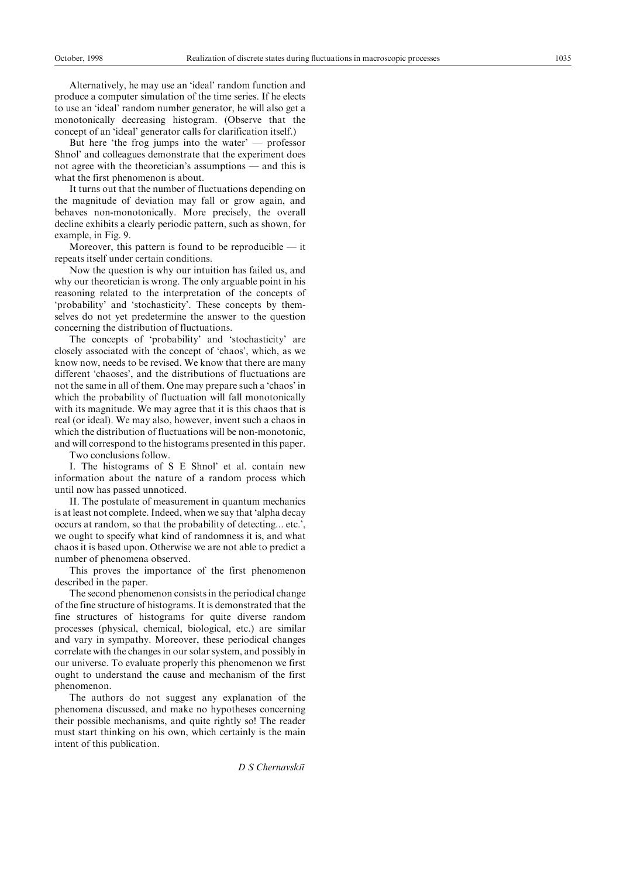Alternatively, he may use an 'ideal' random function and produce a computer simulation of the time series. If he elects to use an 'ideal' random number generator, he will also get a monotonically decreasing histogram. (Observe that the concept of an 'ideal' generator calls for clarification itself.)

But here 'the frog jumps into the water' — professor Shnol' and colleagues demonstrate that the experiment does not agree with the theoretician's assumptions — and this is what the first phenomenon is about.

It turns out that the number of fluctuations depending on the magnitude of deviation may fall or grow again, and behaves non-monotonically. More precisely, the overall decline exhibits a clearly periodic pattern, such as shown, for example, in Fig. 9.

Moreover, this pattern is found to be reproducible — it repeats itself under certain conditions.

Now the question is why our intuition has failed us, and why our theoretician is wrong. The only arguable point in his reasoning related to the interpretation of the concepts of 'probability' and 'stochasticity'. These concepts by themselves do not yet predetermine the answer to the question concerning the distribution of fluctuations.

The concepts of 'probability' and 'stochasticity' are closely associated with the concept of 'chaos', which, as we know now, needs to be revised. We know that there are many different 'chaoses', and the distributions of fluctuations are not the same in all of them. One may prepare such a 'chaos' in which the probability of fluctuation will fall monotonically with its magnitude. We may agree that it is this chaos that is real (or ideal). We may also, however, invent such a chaos in which the distribution of fluctuations will be non-monotonic, and will correspond to the histograms presented in this paper.

Two conclusions follow.

I. The histograms of S E Shnol' et al. contain new information about the nature of a random process which until now has passed unnoticed.

II. The postulate of measurement in quantum mechanics is at least not complete. Indeed, when we say that 'alpha decay occurs at random, so that the probability of detecting... etc.', we ought to specify what kind of randomness it is, and what chaos it is based upon. Otherwise we are not able to predict a number of phenomena observed.

This proves the importance of the first phenomenon described in the paper.

The second phenomenon consists in the periodical change of the fine structure of histograms. It is demonstrated that the fine structures of histograms for quite diverse random processes (physical, chemical, biological, etc.) are similar and vary in sympathy. Moreover, these periodical changes correlate with the changes in our solar system, and possibly in our universe. To evaluate properly this phenomenon we first ought to understand the cause and mechanism of the first phenomenon.

The authors do not suggest any explanation of the phenomena discussed, and make no hypotheses concerning their possible mechanisms, and quite rightly so! The reader must start thinking on his own, which certainly is the main intent of this publication.

*D S Chernavskiĭ*